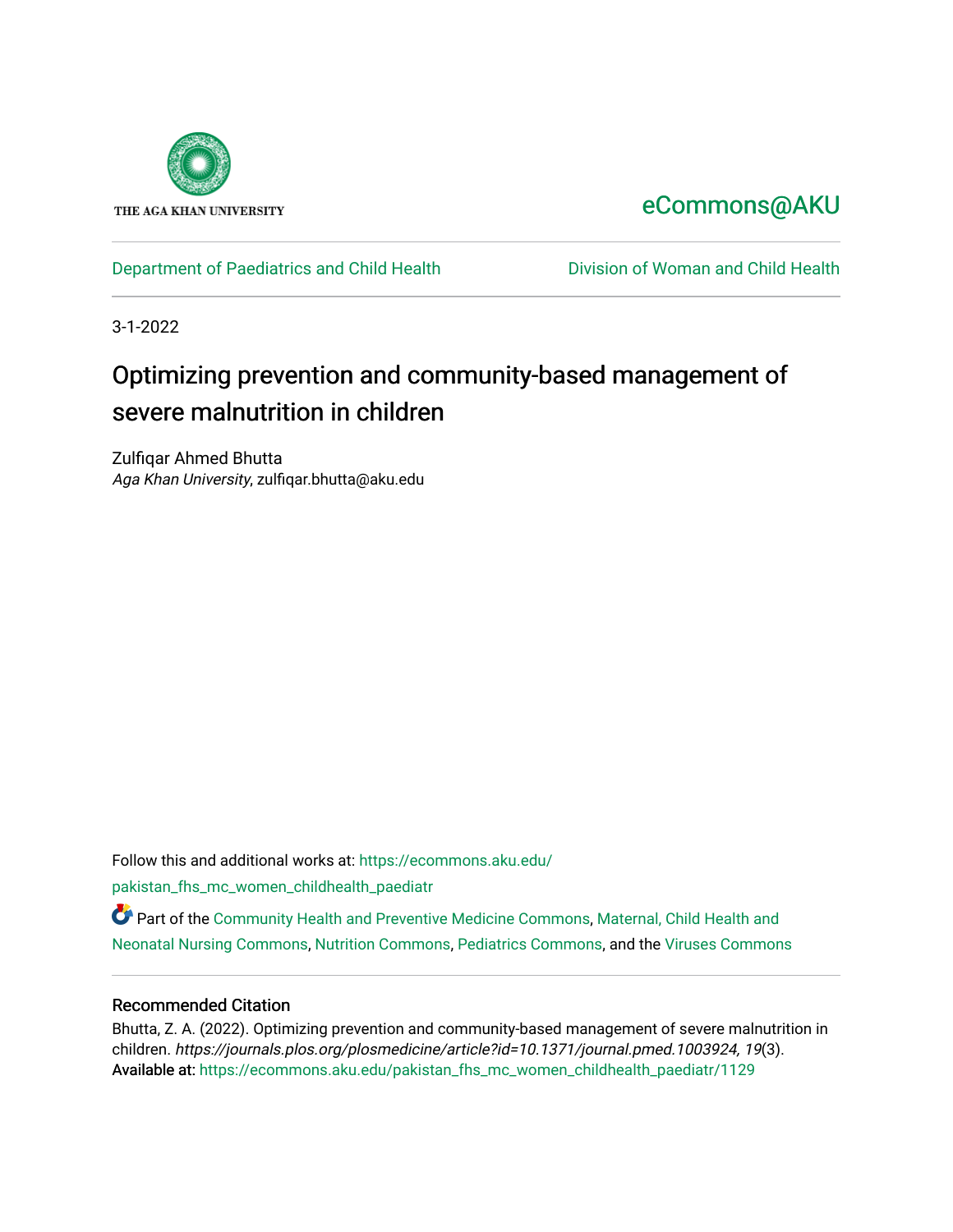THE AGA KHAN UNIVERSITY

eCommons@AKU

Department of Paediatrics and Child Health | Division of Woman and Child Health

3-1-2022

# Optimizing prevention and community-based management of severe malnutrition in children

Zulfiqar Ahmed Bhutta
*Aga Khan University*, zulfiqar.bhutta@aku.edu

Follow this and additional works at: https://ecommons.aku.edu/pakistan_fhs_mc_women_childhealth_paediatr

Part of the Community Health and Preventive Medicine Commons, Maternal, Child Health and Neonatal Nursing Commons, Nutrition Commons, Pediatrics Commons, and the Viruses Commons

### Recommended Citation

Bhutta, Z. A. (2022). Optimizing prevention and community-based management of severe malnutrition in children. *https://journals.plos.org/plosmedicine/article?id=10.1371/journal.pmed.1003924, 19*(3).
Available at: https://ecommons.aku.edu/pakistan_fhs_mc_women_childhealth_paediatr/1129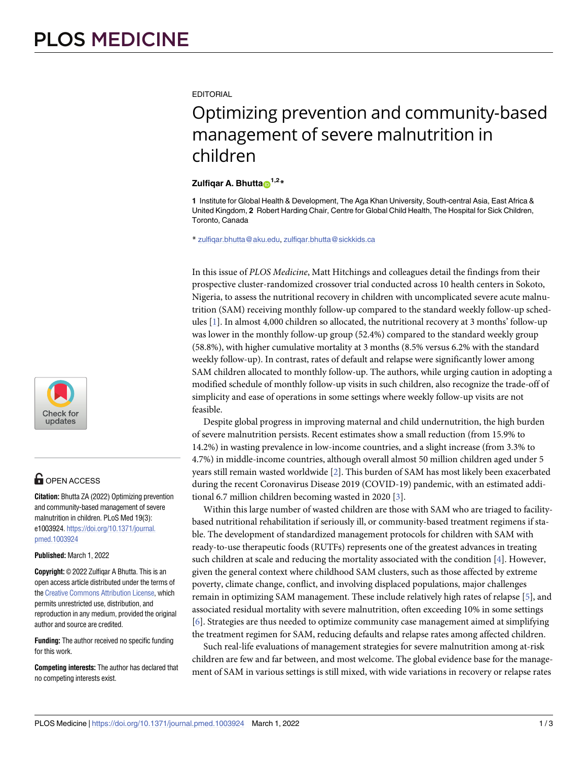EDITORIAL

# Optimizing prevention and community-based management of severe malnutrition in children

**Zulfiqar A. Bhutta**[1,2]*

**1** Institute for Global Health & Development, The Aga Khan University, South-central Asia, East Africa & United Kingdom, **2** Robert Harding Chair, Centre for Global Child Health, The Hospital for Sick Children, Toronto, Canada

* zulfiqar.bhutta@aku.edu, zulfiqar.bhutta@sickkids.ca

OPEN ACCESS

**Citation:** Bhutta ZA (2022) Optimizing prevention and community-based management of severe malnutrition in children. PLoS Med 19(3): e1003924. https://doi.org/10.1371/journal.pmed.1003924

**Published:** March 1, 2022

**Copyright:** © 2022 Zulfiqar A Bhutta. This is an open access article distributed under the terms of the Creative Commons Attribution License, which permits unrestricted use, distribution, and reproduction in any medium, provided the original author and source are credited.

**Funding:** The author received no specific funding for this work.

**Competing interests:** The author has declared that no competing interests exist.

In this issue of *PLOS Medicine*, Matt Hitchings and colleagues detail the findings from their prospective cluster-randomized crossover trial conducted across 10 health centers in Sokoto, Nigeria, to assess the nutritional recovery in children with uncomplicated severe acute malnutrition (SAM) receiving monthly follow-up compared to the standard weekly follow-up schedules [1]. In almost 4,000 children so allocated, the nutritional recovery at 3 months' follow-up was lower in the monthly follow-up group (52.4%) compared to the standard weekly group (58.8%), with higher cumulative mortality at 3 months (8.5% versus 6.2% with the standard weekly follow-up). In contrast, rates of default and relapse were significantly lower among SAM children allocated to monthly follow-up. The authors, while urging caution in adopting a modified schedule of monthly follow-up visits in such children, also recognize the trade-off of simplicity and ease of operations in some settings where weekly follow-up visits are not feasible.

Despite global progress in improving maternal and child undernutrition, the high burden of severe malnutrition persists. Recent estimates show a small reduction (from 15.9% to 14.2%) in wasting prevalence in low-income countries, and a slight increase (from 3.3% to 4.7%) in middle-income countries, although overall almost 50 million children aged under 5 years still remain wasted worldwide [2]. This burden of SAM has most likely been exacerbated during the recent Coronavirus Disease 2019 (COVID-19) pandemic, with an estimated additional 6.7 million children becoming wasted in 2020 [3].

Within this large number of wasted children are those with SAM who are triaged to facility-based nutritional rehabilitation if seriously ill, or community-based treatment regimens if stable. The development of standardized management protocols for children with SAM with ready-to-use therapeutic foods (RUTFs) represents one of the greatest advances in treating such children at scale and reducing the mortality associated with the condition [4]. However, given the general context where childhood SAM clusters, such as those affected by extreme poverty, climate change, conflict, and involving displaced populations, major challenges remain in optimizing SAM management. These include relatively high rates of relapse [5], and associated residual mortality with severe malnutrition, often exceeding 10% in some settings [6]. Strategies are thus needed to optimize community case management aimed at simplifying the treatment regimen for SAM, reducing defaults and relapse rates among affected children.

Such real-life evaluations of management strategies for severe malnutrition among at-risk children are few and far between, and most welcome. The global evidence base for the management of SAM in various settings is still mixed, with wide variations in recovery or relapse rates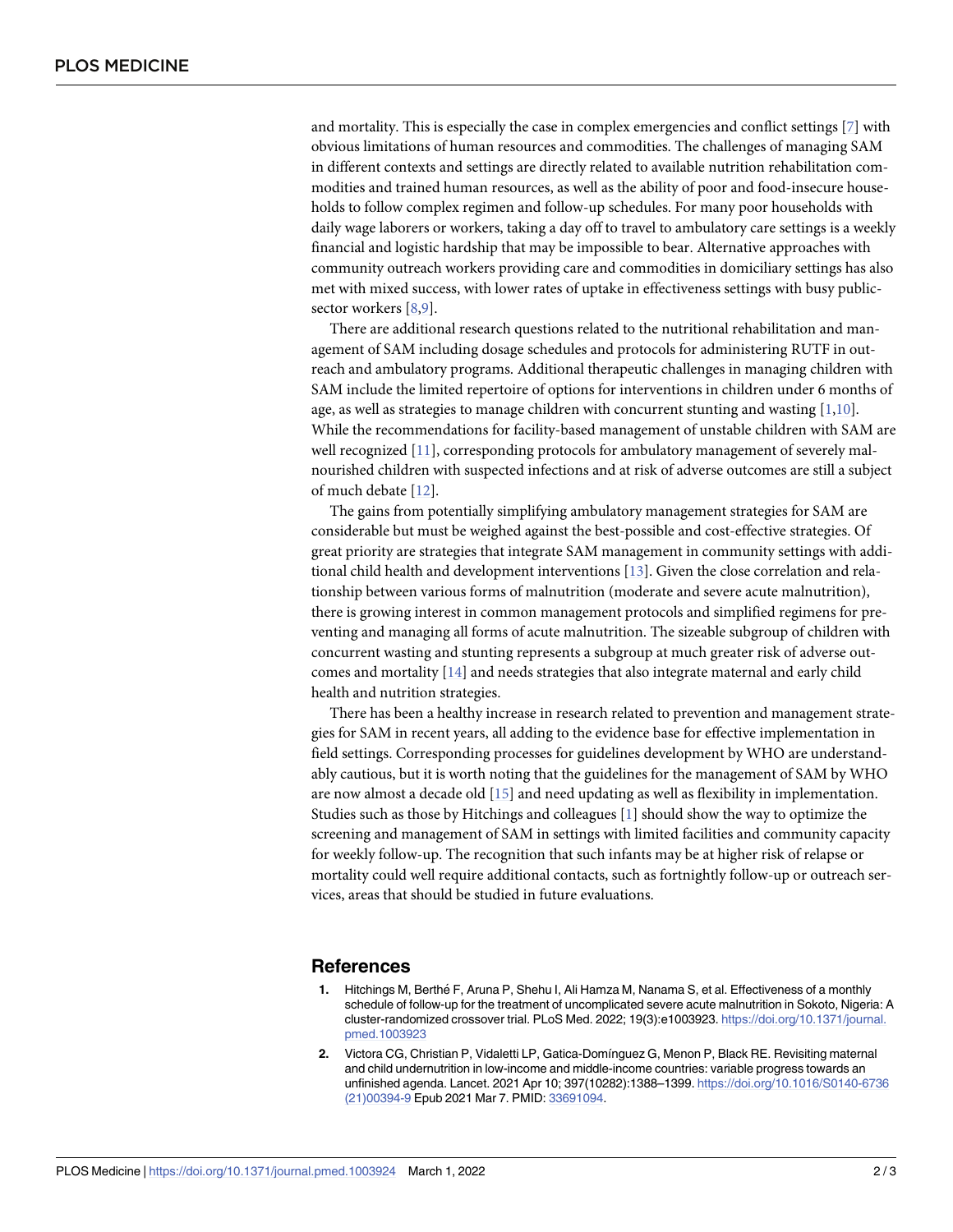and mortality. This is especially the case in complex emergencies and conflict settings [7] with obvious limitations of human resources and commodities. The challenges of managing SAM in different contexts and settings are directly related to available nutrition rehabilitation commodities and trained human resources, as well as the ability of poor and food-insecure households to follow complex regimen and follow-up schedules. For many poor households with daily wage laborers or workers, taking a day off to travel to ambulatory care settings is a weekly financial and logistic hardship that may be impossible to bear. Alternative approaches with community outreach workers providing care and commodities in domiciliary settings has also met with mixed success, with lower rates of uptake in effectiveness settings with busy public-sector workers [8,9].

There are additional research questions related to the nutritional rehabilitation and management of SAM including dosage schedules and protocols for administering RUTF in outreach and ambulatory programs. Additional therapeutic challenges in managing children with SAM include the limited repertoire of options for interventions in children under 6 months of age, as well as strategies to manage children with concurrent stunting and wasting [1,10]. While the recommendations for facility-based management of unstable children with SAM are well recognized [11], corresponding protocols for ambulatory management of severely malnourished children with suspected infections and at risk of adverse outcomes are still a subject of much debate [12].

The gains from potentially simplifying ambulatory management strategies for SAM are considerable but must be weighed against the best-possible and cost-effective strategies. Of great priority are strategies that integrate SAM management in community settings with additional child health and development interventions [13]. Given the close correlation and relationship between various forms of malnutrition (moderate and severe acute malnutrition), there is growing interest in common management protocols and simplified regimens for preventing and managing all forms of acute malnutrition. The sizeable subgroup of children with concurrent wasting and stunting represents a subgroup at much greater risk of adverse outcomes and mortality [14] and needs strategies that also integrate maternal and early child health and nutrition strategies.

There has been a healthy increase in research related to prevention and management strategies for SAM in recent years, all adding to the evidence base for effective implementation in field settings. Corresponding processes for guidelines development by WHO are understandably cautious, but it is worth noting that the guidelines for the management of SAM by WHO are now almost a decade old [15] and need updating as well as flexibility in implementation. Studies such as those by Hitchings and colleagues [1] should show the way to optimize the screening and management of SAM in settings with limited facilities and community capacity for weekly follow-up. The recognition that such infants may be at higher risk of relapse or mortality could well require additional contacts, such as fortnightly follow-up or outreach services, areas that should be studied in future evaluations.

## References

1. Hitchings M, Berthé F, Aruna P, Shehu I, Ali Hamza M, Nanama S, et al. Effectiveness of a monthly schedule of follow-up for the treatment of uncomplicated severe acute malnutrition in Sokoto, Nigeria: A cluster-randomized crossover trial. PLoS Med. 2022; 19(3):e1003923. https://doi.org/10.1371/journal.pmed.1003923
2. Victora CG, Christian P, Vidaletti LP, Gatica-Domínguez G, Menon P, Black RE. Revisiting maternal and child undernutrition in low-income and middle-income countries: variable progress towards an unfinished agenda. Lancet. 2021 Apr 10; 397(10282):1388–1399. https://doi.org/10.1016/S0140-6736(21)00394-9 Epub 2021 Mar 7. PMID: 33691094.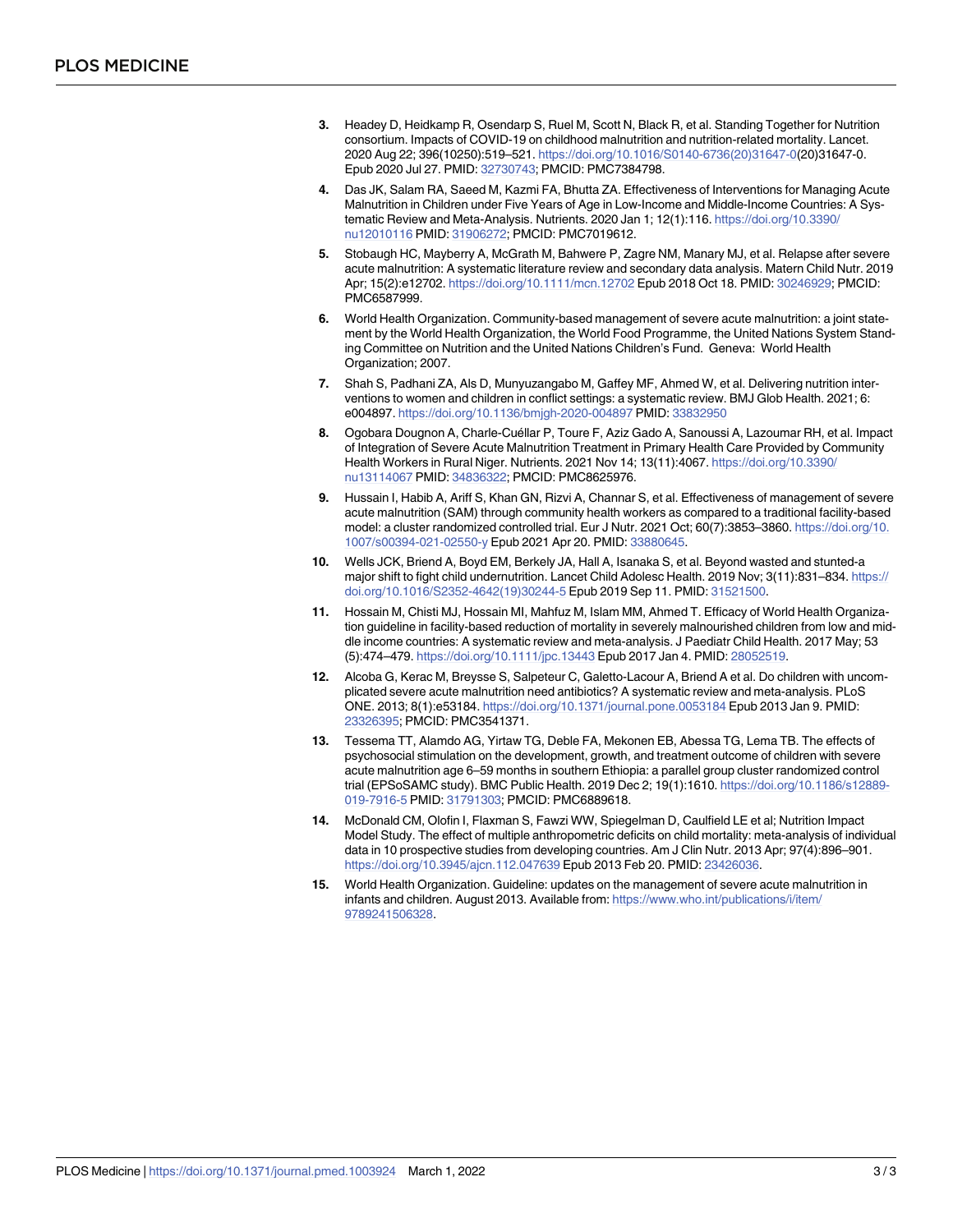3. Headey D, Heidkamp R, Osendarp S, Ruel M, Scott N, Black R, et al. Standing Together for Nutrition consortium. Impacts of COVID-19 on childhood malnutrition and nutrition-related mortality. Lancet. 2020 Aug 22; 396(10250):519–521. https://doi.org/10.1016/S0140-6736(20)31647-0(20)31647-0. Epub 2020 Jul 27. PMID: 32730743; PMCID: PMC7384798.
4. Das JK, Salam RA, Saeed M, Kazmi FA, Bhutta ZA. Effectiveness of Interventions for Managing Acute Malnutrition in Children under Five Years of Age in Low-Income and Middle-Income Countries: A Systematic Review and Meta-Analysis. Nutrients. 2020 Jan 1; 12(1):116. https://doi.org/10.3390/nu12010116 PMID: 31906272; PMCID: PMC7019612.
5. Stobaugh HC, Mayberry A, McGrath M, Bahwere P, Zagre NM, Manary MJ, et al. Relapse after severe acute malnutrition: A systematic literature review and secondary data analysis. Matern Child Nutr. 2019 Apr; 15(2):e12702. https://doi.org/10.1111/mcn.12702 Epub 2018 Oct 18. PMID: 30246929; PMCID: PMC6587999.
6. World Health Organization. Community-based management of severe acute malnutrition: a joint statement by the World Health Organization, the World Food Programme, the United Nations System Standing Committee on Nutrition and the United Nations Children's Fund. Geneva: World Health Organization; 2007.
7. Shah S, Padhani ZA, Als D, Munyuzangabo M, Gaffey MF, Ahmed W, et al. Delivering nutrition interventions to women and children in conflict settings: a systematic review. BMJ Glob Health. 2021; 6: e004897. https://doi.org/10.1136/bmjgh-2020-004897 PMID: 33832950
8. Ogobara Dougnon A, Charle-Cuéllar P, Toure F, Aziz Gado A, Sanoussi A, Lazoumar RH, et al. Impact of Integration of Severe Acute Malnutrition Treatment in Primary Health Care Provided by Community Health Workers in Rural Niger. Nutrients. 2021 Nov 14; 13(11):4067. https://doi.org/10.3390/nu13114067 PMID: 34836322; PMCID: PMC8625976.
9. Hussain I, Habib A, Ariff S, Khan GN, Rizvi A, Channar S, et al. Effectiveness of management of severe acute malnutrition (SAM) through community health workers as compared to a traditional facility-based model: a cluster randomized controlled trial. Eur J Nutr. 2021 Oct; 60(7):3853–3860. https://doi.org/10.1007/s00394-021-02550-y Epub 2021 Apr 20. PMID: 33880645.
10. Wells JCK, Briend A, Boyd EM, Berkely JA, Hall A, Isanaka S, et al. Beyond wasted and stunted-a major shift to fight child undernutrition. Lancet Child Adolesc Health. 2019 Nov; 3(11):831–834. https://doi.org/10.1016/S2352-4642(19)30244-5 Epub 2019 Sep 11. PMID: 31521500.
11. Hossain M, Chisti MJ, Hossain MI, Mahfuz M, Islam MM, Ahmed T. Efficacy of World Health Organization guideline in facility-based reduction of mortality in severely malnourished children from low and middle income countries: A systematic review and meta-analysis. J Paediatr Child Health. 2017 May; 53 (5):474–479. https://doi.org/10.1111/jpc.13443 Epub 2017 Jan 4. PMID: 28052519.
12. Alcoba G, Kerac M, Breysse S, Salpeteur C, Galetto-Lacour A, Briend A et al. Do children with uncomplicated severe acute malnutrition need antibiotics? A systematic review and meta-analysis. PLoS ONE. 2013; 8(1):e53184. https://doi.org/10.1371/journal.pone.0053184 Epub 2013 Jan 9. PMID: 23326395; PMCID: PMC3541371.
13. Tessema TT, Alamdo AG, Yirtaw TG, Deble FA, Mekonen EB, Abessa TG, Lema TB. The effects of psychosocial stimulation on the development, growth, and treatment outcome of children with severe acute malnutrition age 6–59 months in southern Ethiopia: a parallel group cluster randomized control trial (EPSoSAMC study). BMC Public Health. 2019 Dec 2; 19(1):1610. https://doi.org/10.1186/s12889-019-7916-5 PMID: 31791303; PMCID: PMC6889618.
14. McDonald CM, Olofin I, Flaxman S, Fawzi WW, Spiegelman D, Caulfield LE et al; Nutrition Impact Model Study. The effect of multiple anthropometric deficits on child mortality: meta-analysis of individual data in 10 prospective studies from developing countries. Am J Clin Nutr. 2013 Apr; 97(4):896–901. https://doi.org/10.3945/ajcn.112.047639 Epub 2013 Feb 20. PMID: 23426036.
15. World Health Organization. Guideline: updates on the management of severe acute malnutrition in infants and children. August 2013. Available from: https://www.who.int/publications/i/item/9789241506328.